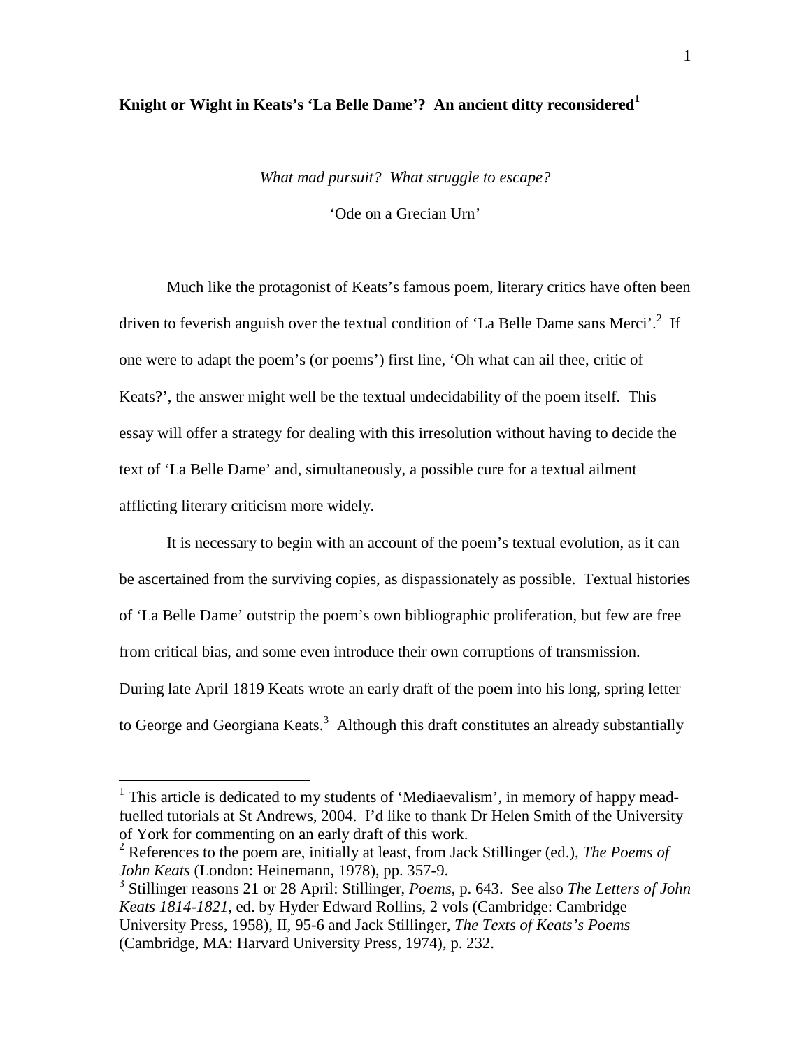# Knight or Wight in Keats's 'La Belle Dame'? An ancient ditty reconsidered[1]

*What mad pursuit? What struggle to escape?*

'Ode on a Grecian Urn'

Much like the protagonist of Keats's famous poem, literary critics have often been driven to feverish anguish over the textual condition of 'La Belle Dame sans Merci'.[2] If one were to adapt the poem's (or poems') first line, 'Oh what can ail thee, critic of Keats?', the answer might well be the textual undecidability of the poem itself. This essay will offer a strategy for dealing with this irresolution without having to decide the text of 'La Belle Dame' and, simultaneously, a possible cure for a textual ailment afflicting literary criticism more widely.

It is necessary to begin with an account of the poem's textual evolution, as it can be ascertained from the surviving copies, as dispassionately as possible. Textual histories of 'La Belle Dame' outstrip the poem's own bibliographic proliferation, but few are free from critical bias, and some even introduce their own corruptions of transmission. During late April 1819 Keats wrote an early draft of the poem into his long, spring letter to George and Georgiana Keats.[3] Although this draft constitutes an already substantially

---

[1] This article is dedicated to my students of 'Mediaevalism', in memory of happy mead-fuelled tutorials at St Andrews, 2004. I'd like to thank Dr Helen Smith of the University of York for commenting on an early draft of this work.

[2] References to the poem are, initially at least, from Jack Stillinger (ed.), *The Poems of John Keats* (London: Heinemann, 1978), pp. 357-9.

[3] Stillinger reasons 21 or 28 April: Stillinger, *Poems*, p. 643. See also *The Letters of John Keats 1814-1821*, ed. by Hyder Edward Rollins, 2 vols (Cambridge: Cambridge University Press, 1958), II, 95-6 and Jack Stillinger, *The Texts of Keats's Poems* (Cambridge, MA: Harvard University Press, 1974), p. 232.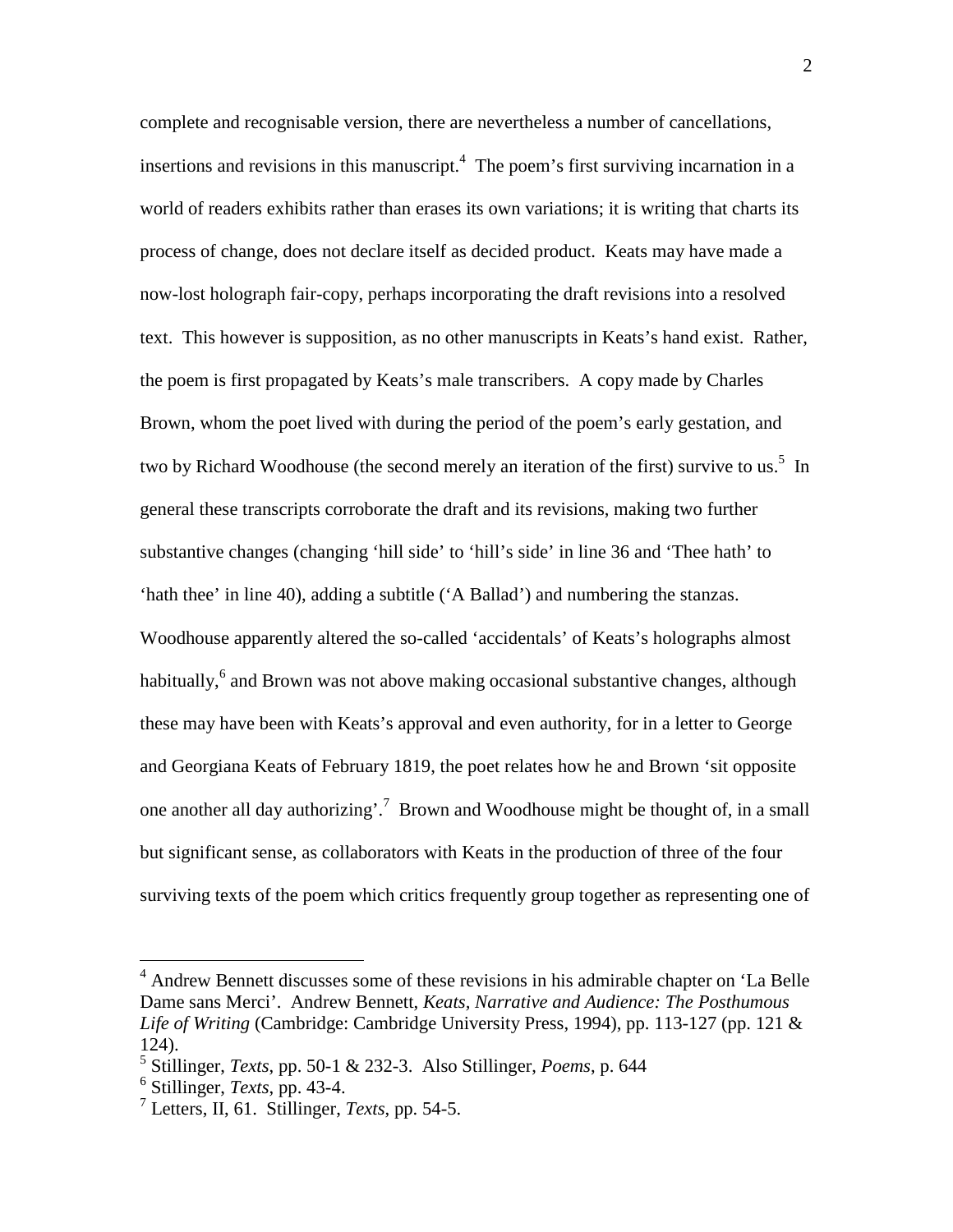complete and recognisable version, there are nevertheless a number of cancellations, insertions and revisions in this manuscript.[4] The poem's first surviving incarnation in a world of readers exhibits rather than erases its own variations; it is writing that charts its process of change, does not declare itself as decided product. Keats may have made a now-lost holograph fair-copy, perhaps incorporating the draft revisions into a resolved text. This however is supposition, as no other manuscripts in Keats's hand exist. Rather, the poem is first propagated by Keats's male transcribers. A copy made by Charles Brown, whom the poet lived with during the period of the poem's early gestation, and two by Richard Woodhouse (the second merely an iteration of the first) survive to us.[5] In general these transcripts corroborate the draft and its revisions, making two further substantive changes (changing 'hill side' to 'hill's side' in line 36 and 'Thee hath' to 'hath thee' in line 40), adding a subtitle ('A Ballad') and numbering the stanzas. Woodhouse apparently altered the so-called 'accidentals' of Keats's holographs almost habitually,[6] and Brown was not above making occasional substantive changes, although these may have been with Keats's approval and even authority, for in a letter to George and Georgiana Keats of February 1819, the poet relates how he and Brown 'sit opposite one another all day authorizing'.[7] Brown and Woodhouse might be thought of, in a small but significant sense, as collaborators with Keats in the production of three of the four surviving texts of the poem which critics frequently group together as representing one of

---

[4] Andrew Bennett discusses some of these revisions in his admirable chapter on 'La Belle Dame sans Merci'. Andrew Bennett, *Keats, Narrative and Audience: The Posthumous Life of Writing* (Cambridge: Cambridge University Press, 1994), pp. 113-127 (pp. 121 & 124).

[5] Stillinger, *Texts*, pp. 50-1 & 232-3. Also Stillinger, *Poems*, p. 644

[6] Stillinger, *Texts*, pp. 43-4.

[7] Letters, II, 61. Stillinger, *Texts*, pp. 54-5.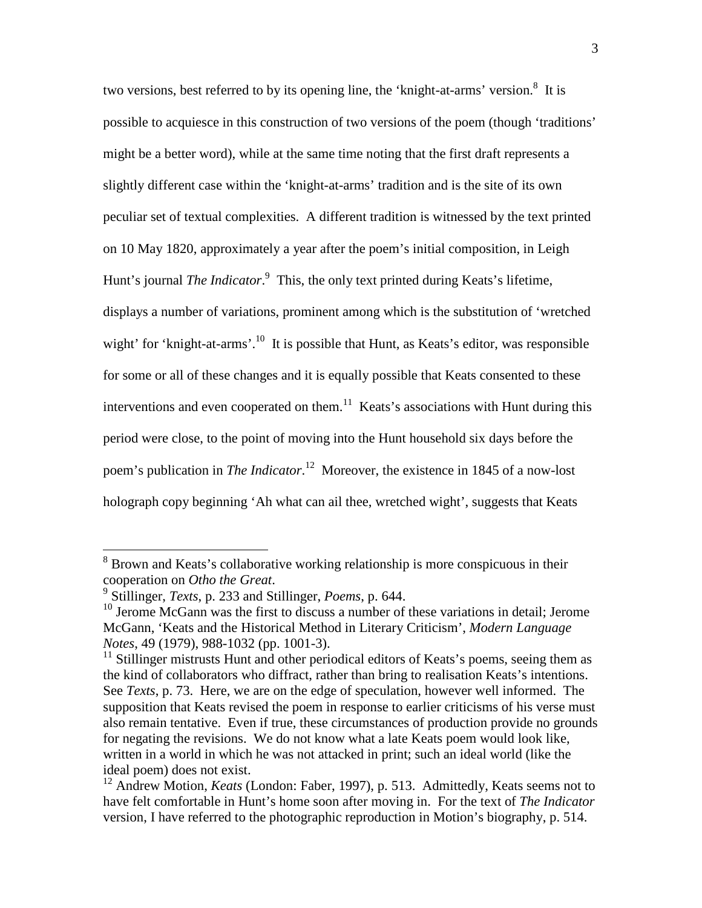two versions, best referred to by its opening line, the 'knight-at-arms' version.[8] It is possible to acquiesce in this construction of two versions of the poem (though 'traditions' might be a better word), while at the same time noting that the first draft represents a slightly different case within the 'knight-at-arms' tradition and is the site of its own peculiar set of textual complexities. A different tradition is witnessed by the text printed on 10 May 1820, approximately a year after the poem's initial composition, in Leigh Hunt's journal *The Indicator*.[9] This, the only text printed during Keats's lifetime, displays a number of variations, prominent among which is the substitution of 'wretched wight' for 'knight-at-arms'.[10] It is possible that Hunt, as Keats's editor, was responsible for some or all of these changes and it is equally possible that Keats consented to these interventions and even cooperated on them.[11] Keats's associations with Hunt during this period were close, to the point of moving into the Hunt household six days before the poem's publication in *The Indicator*.[12] Moreover, the existence in 1845 of a now-lost holograph copy beginning 'Ah what can ail thee, wretched wight', suggests that Keats

---

[8] Brown and Keats's collaborative working relationship is more conspicuous in their cooperation on *Otho the Great*.

[9] Stillinger, *Texts*, p. 233 and Stillinger, *Poems*, p. 644.

[10] Jerome McGann was the first to discuss a number of these variations in detail; Jerome McGann, 'Keats and the Historical Method in Literary Criticism', *Modern Language Notes*, 49 (1979), 988-1032 (pp. 1001-3).

[11] Stillinger mistrusts Hunt and other periodical editors of Keats's poems, seeing them as the kind of collaborators who diffract, rather than bring to realisation Keats's intentions. See *Texts*, p. 73. Here, we are on the edge of speculation, however well informed. The supposition that Keats revised the poem in response to earlier criticisms of his verse must also remain tentative. Even if true, these circumstances of production provide no grounds for negating the revisions. We do not know what a late Keats poem would look like, written in a world in which he was not attacked in print; such an ideal world (like the ideal poem) does not exist.

[12] Andrew Motion, *Keats* (London: Faber, 1997), p. 513. Admittedly, Keats seems not to have felt comfortable in Hunt's home soon after moving in. For the text of *The Indicator* version, I have referred to the photographic reproduction in Motion's biography, p. 514.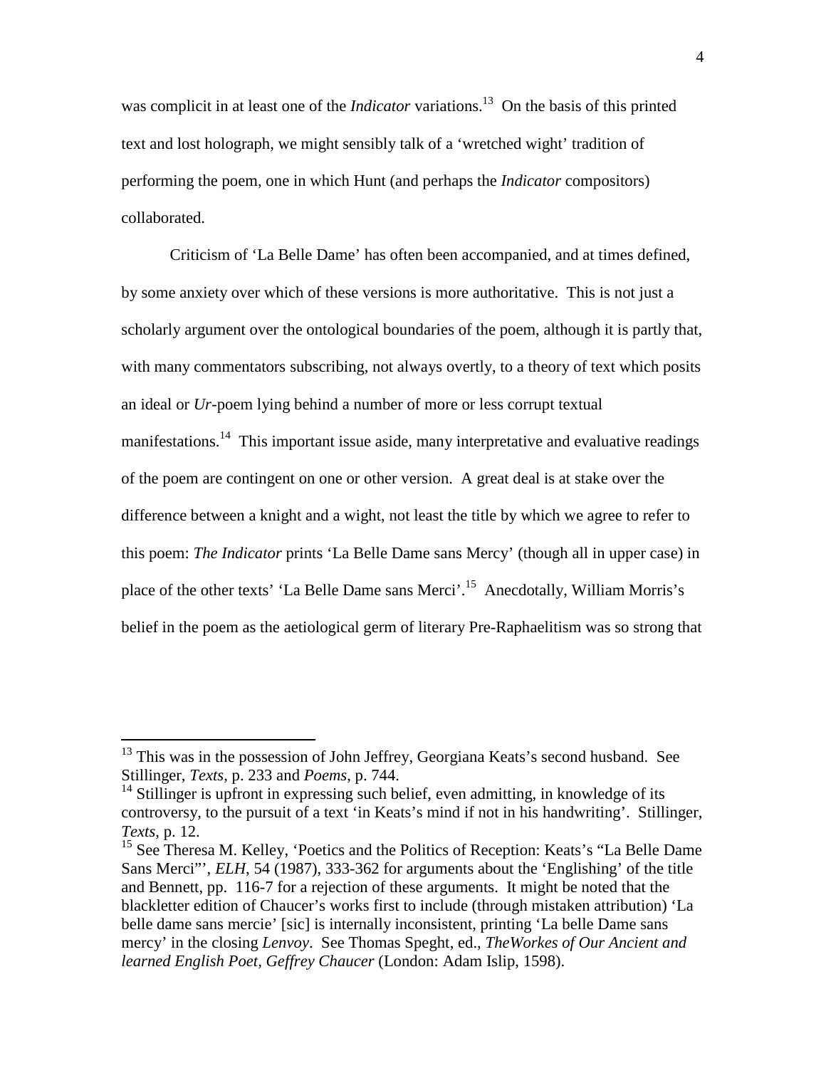was complicit in at least one of the *Indicator* variations.[13] On the basis of this printed text and lost holograph, we might sensibly talk of a 'wretched wight' tradition of performing the poem, one in which Hunt (and perhaps the *Indicator* compositors) collaborated.

Criticism of 'La Belle Dame' has often been accompanied, and at times defined, by some anxiety over which of these versions is more authoritative. This is not just a scholarly argument over the ontological boundaries of the poem, although it is partly that, with many commentators subscribing, not always overtly, to a theory of text which posits an ideal or *Ur*-poem lying behind a number of more or less corrupt textual manifestations.[14] This important issue aside, many interpretative and evaluative readings of the poem are contingent on one or other version. A great deal is at stake over the difference between a knight and a wight, not least the title by which we agree to refer to this poem: *The Indicator* prints 'La Belle Dame sans Mercy' (though all in upper case) in place of the other texts' 'La Belle Dame sans Merci'.[15] Anecdotally, William Morris's belief in the poem as the aetiological germ of literary Pre-Raphaelitism was so strong that

---

[13] This was in the possession of John Jeffrey, Georgiana Keats's second husband. See Stillinger, *Texts*, p. 233 and *Poems*, p. 744.

[14] Stillinger is upfront in expressing such belief, even admitting, in knowledge of its controversy, to the pursuit of a text 'in Keats's mind if not in his handwriting'. Stillinger, *Texts*, p. 12.

[15] See Theresa M. Kelley, 'Poetics and the Politics of Reception: Keats's "La Belle Dame Sans Merci"', *ELH*, 54 (1987), 333-362 for arguments about the 'Englishing' of the title and Bennett, pp. 116-7 for a rejection of these arguments. It might be noted that the blackletter edition of Chaucer's works first to include (through mistaken attribution) 'La belle dame sans mercie' [sic] is internally inconsistent, printing 'La belle Dame sans mercy' in the closing *Lenvoy*. See Thomas Speght, ed., *TheWorkes of Our Ancient and learned English Poet, Geffrey Chaucer* (London: Adam Islip, 1598).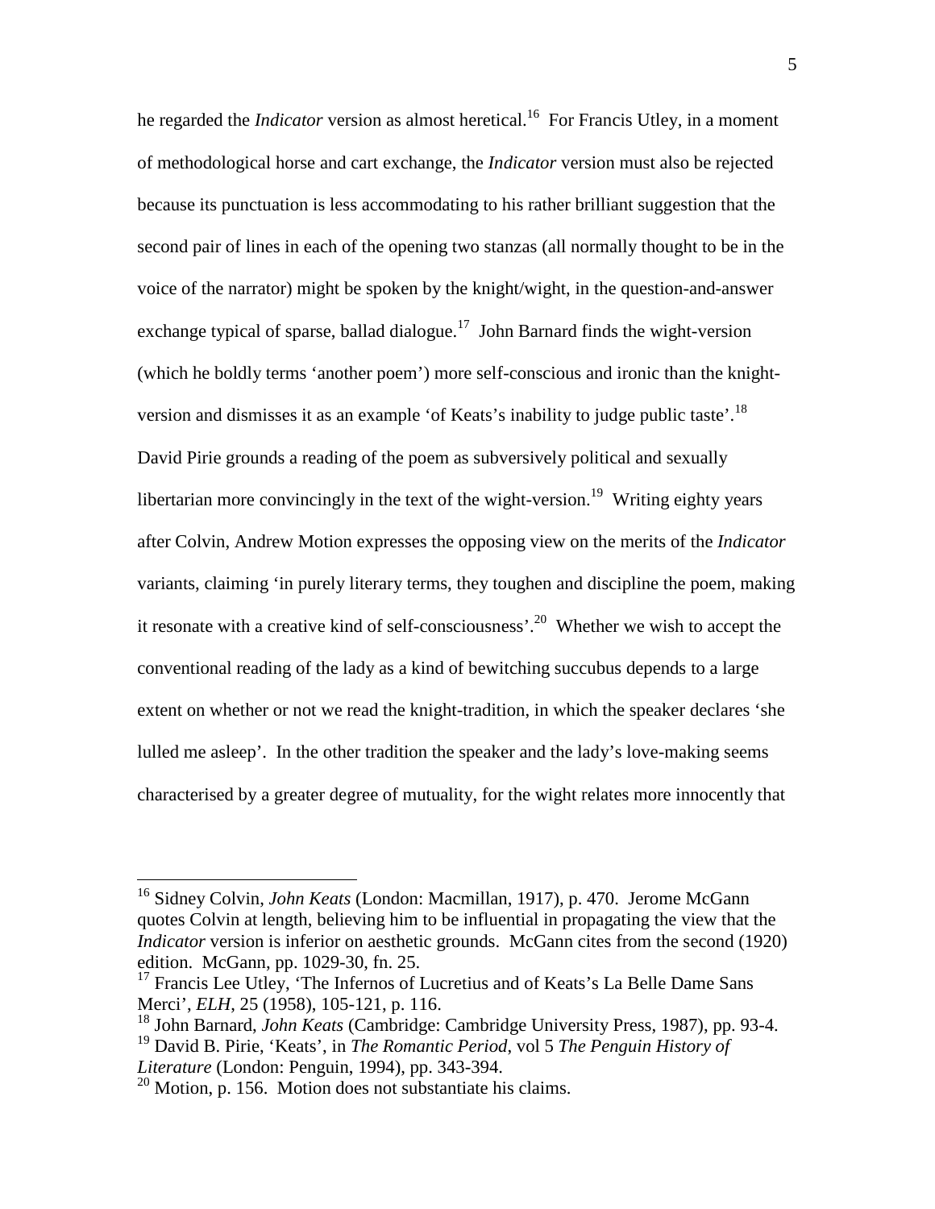he regarded the *Indicator* version as almost heretical.[16] For Francis Utley, in a moment of methodological horse and cart exchange, the *Indicator* version must also be rejected because its punctuation is less accommodating to his rather brilliant suggestion that the second pair of lines in each of the opening two stanzas (all normally thought to be in the voice of the narrator) might be spoken by the knight/wight, in the question-and-answer exchange typical of sparse, ballad dialogue.[17] John Barnard finds the wight-version (which he boldly terms 'another poem') more self-conscious and ironic than the knight-version and dismisses it as an example 'of Keats's inability to judge public taste'.[18] David Pirie grounds a reading of the poem as subversively political and sexually libertarian more convincingly in the text of the wight-version.[19] Writing eighty years after Colvin, Andrew Motion expresses the opposing view on the merits of the *Indicator* variants, claiming 'in purely literary terms, they toughen and discipline the poem, making it resonate with a creative kind of self-consciousness'.[20] Whether we wish to accept the conventional reading of the lady as a kind of bewitching succubus depends to a large extent on whether or not we read the knight-tradition, in which the speaker declares 'she lulled me asleep'. In the other tradition the speaker and the lady's love-making seems characterised by a greater degree of mutuality, for the wight relates more innocently that

---

[16] Sidney Colvin, *John Keats* (London: Macmillan, 1917), p. 470. Jerome McGann quotes Colvin at length, believing him to be influential in propagating the view that the *Indicator* version is inferior on aesthetic grounds. McGann cites from the second (1920) edition. McGann, pp. 1029-30, fn. 25.

[17] Francis Lee Utley, 'The Infernos of Lucretius and of Keats's La Belle Dame Sans Merci', *ELH*, 25 (1958), 105-121, p. 116.

[18] John Barnard, *John Keats* (Cambridge: Cambridge University Press, 1987), pp. 93-4.

[19] David B. Pirie, 'Keats', in *The Romantic Period*, vol 5 *The Penguin History of Literature* (London: Penguin, 1994), pp. 343-394.

[20] Motion, p. 156. Motion does not substantiate his claims.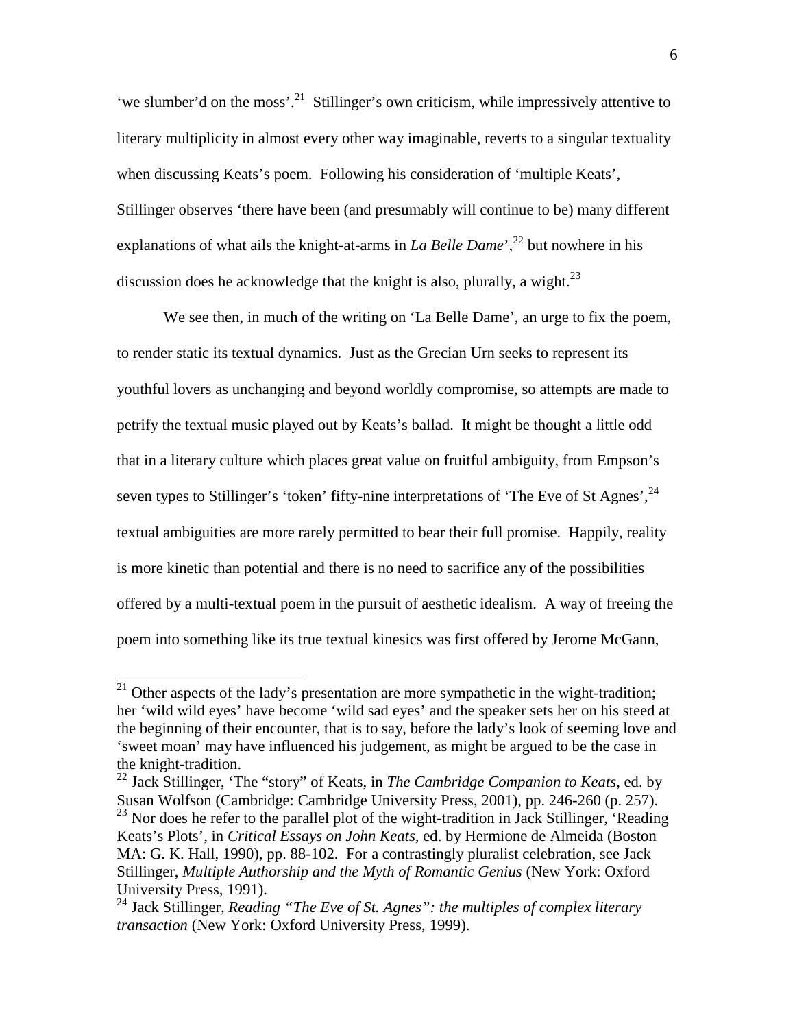'we slumber'd on the moss'.[21] Stillinger's own criticism, while impressively attentive to literary multiplicity in almost every other way imaginable, reverts to a singular textuality when discussing Keats's poem. Following his consideration of 'multiple Keats', Stillinger observes 'there have been (and presumably will continue to be) many different explanations of what ails the knight-at-arms in *La Belle Dame*',[22] but nowhere in his discussion does he acknowledge that the knight is also, plurally, a wight.[23]

We see then, in much of the writing on 'La Belle Dame', an urge to fix the poem, to render static its textual dynamics. Just as the Grecian Urn seeks to represent its youthful lovers as unchanging and beyond worldly compromise, so attempts are made to petrify the textual music played out by Keats's ballad. It might be thought a little odd that in a literary culture which places great value on fruitful ambiguity, from Empson's seven types to Stillinger's 'token' fifty-nine interpretations of 'The Eve of St Agnes',[24] textual ambiguities are more rarely permitted to bear their full promise. Happily, reality is more kinetic than potential and there is no need to sacrifice any of the possibilities offered by a multi-textual poem in the pursuit of aesthetic idealism. A way of freeing the poem into something like its true textual kinesics was first offered by Jerome McGann,

---

[21] Other aspects of the lady's presentation are more sympathetic in the wight-tradition; her 'wild wild eyes' have become 'wild sad eyes' and the speaker sets her on his steed at the beginning of their encounter, that is to say, before the lady's look of seeming love and 'sweet moan' may have influenced his judgement, as might be argued to be the case in the knight-tradition.

[22] Jack Stillinger, 'The "story" of Keats, in *The Cambridge Companion to Keats*, ed. by Susan Wolfson (Cambridge: Cambridge University Press, 2001), pp. 246-260 (p. 257).

[23] Nor does he refer to the parallel plot of the wight-tradition in Jack Stillinger, 'Reading Keats's Plots', in *Critical Essays on John Keats*, ed. by Hermione de Almeida (Boston MA: G. K. Hall, 1990), pp. 88-102. For a contrastingly pluralist celebration, see Jack Stillinger, *Multiple Authorship and the Myth of Romantic Genius* (New York: Oxford University Press, 1991).

[24] Jack Stillinger, *Reading "The Eve of St. Agnes": the multiples of complex literary transaction* (New York: Oxford University Press, 1999).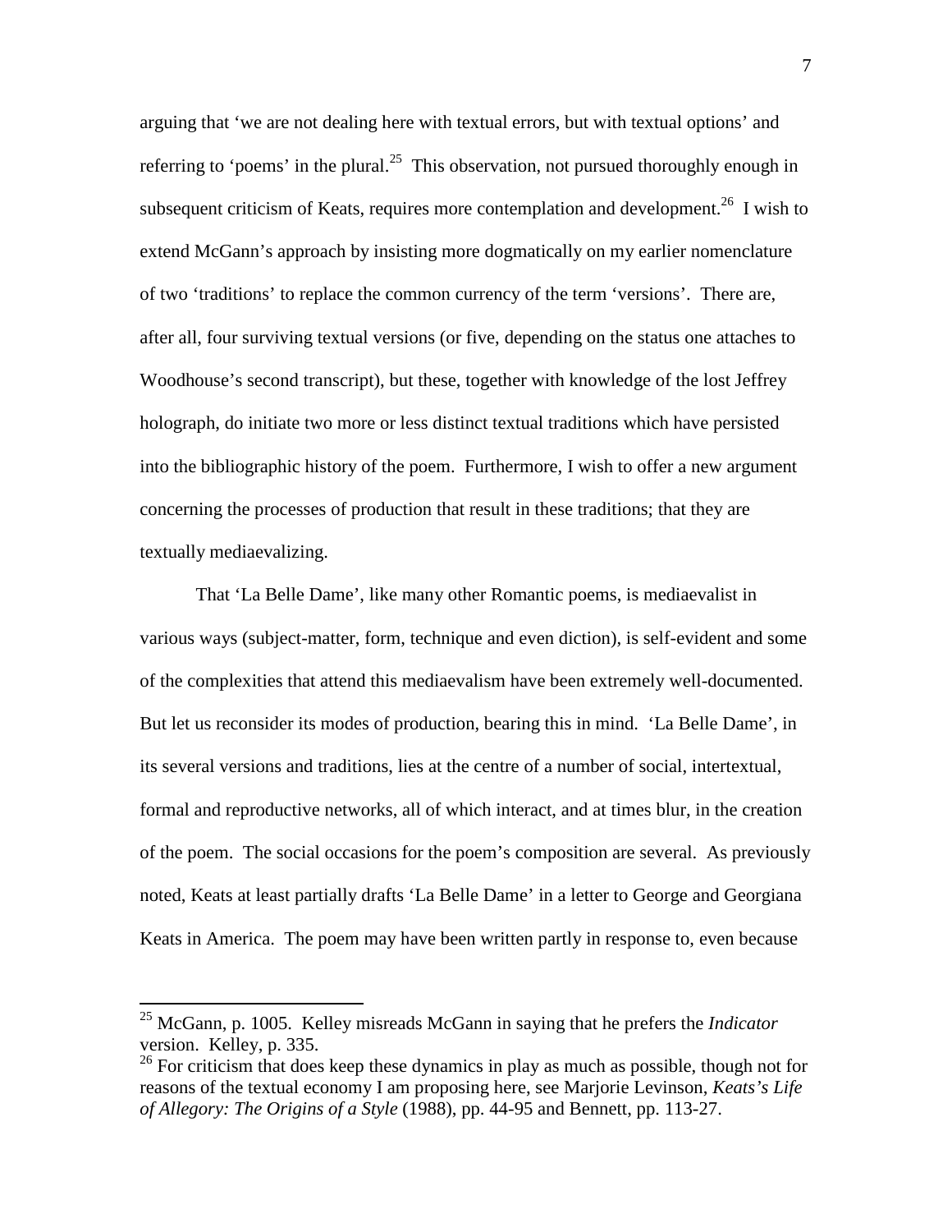arguing that 'we are not dealing here with textual errors, but with textual options' and referring to 'poems' in the plural.[25] This observation, not pursued thoroughly enough in subsequent criticism of Keats, requires more contemplation and development.[26] I wish to extend McGann's approach by insisting more dogmatically on my earlier nomenclature of two 'traditions' to replace the common currency of the term 'versions'. There are, after all, four surviving textual versions (or five, depending on the status one attaches to Woodhouse's second transcript), but these, together with knowledge of the lost Jeffrey holograph, do initiate two more or less distinct textual traditions which have persisted into the bibliographic history of the poem. Furthermore, I wish to offer a new argument concerning the processes of production that result in these traditions; that they are textually mediaevalizing.

That 'La Belle Dame', like many other Romantic poems, is mediaevalist in various ways (subject-matter, form, technique and even diction), is self-evident and some of the complexities that attend this mediaevalism have been extremely well-documented. But let us reconsider its modes of production, bearing this in mind. 'La Belle Dame', in its several versions and traditions, lies at the centre of a number of social, intertextual, formal and reproductive networks, all of which interact, and at times blur, in the creation of the poem. The social occasions for the poem's composition are several. As previously noted, Keats at least partially drafts 'La Belle Dame' in a letter to George and Georgiana Keats in America. The poem may have been written partly in response to, even because

---

[25] McGann, p. 1005. Kelley misreads McGann in saying that he prefers the *Indicator* version. Kelley, p. 335.

[26] For criticism that does keep these dynamics in play as much as possible, though not for reasons of the textual economy I am proposing here, see Marjorie Levinson, *Keats's Life of Allegory: The Origins of a Style* (1988), pp. 44-95 and Bennett, pp. 113-27.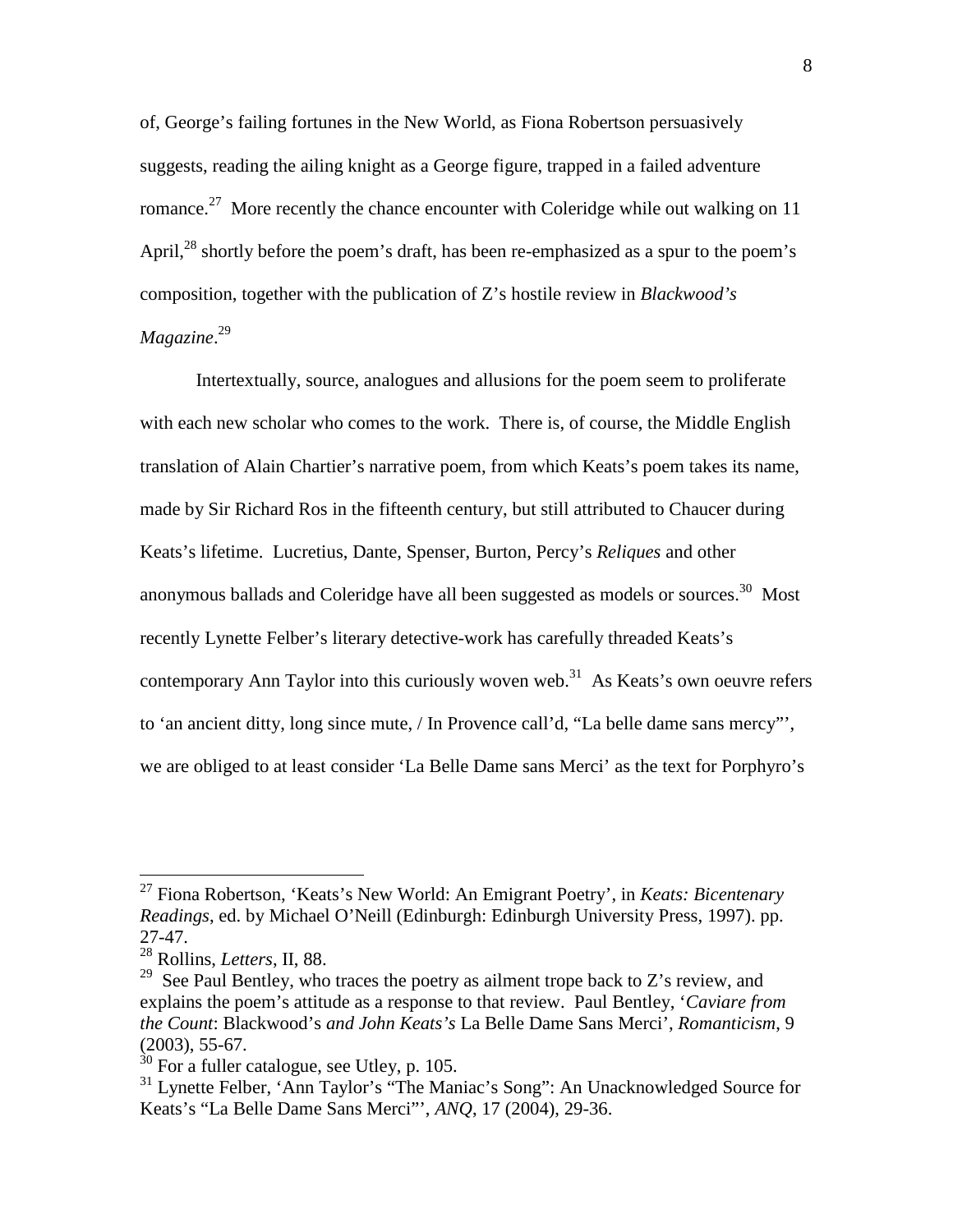of, George's failing fortunes in the New World, as Fiona Robertson persuasively suggests, reading the ailing knight as a George figure, trapped in a failed adventure romance.[27] More recently the chance encounter with Coleridge while out walking on 11 April,[28] shortly before the poem's draft, has been re-emphasized as a spur to the poem's composition, together with the publication of Z's hostile review in *Blackwood's Magazine*.[29]

Intertextually, source, analogues and allusions for the poem seem to proliferate with each new scholar who comes to the work. There is, of course, the Middle English translation of Alain Chartier's narrative poem, from which Keats's poem takes its name, made by Sir Richard Ros in the fifteenth century, but still attributed to Chaucer during Keats's lifetime. Lucretius, Dante, Spenser, Burton, Percy's *Reliques* and other anonymous ballads and Coleridge have all been suggested as models or sources.[30] Most recently Lynette Felber's literary detective-work has carefully threaded Keats's contemporary Ann Taylor into this curiously woven web.[31] As Keats's own oeuvre refers to 'an ancient ditty, long since mute, / In Provence call'd, "La belle dame sans mercy"', we are obliged to at least consider 'La Belle Dame sans Merci' as the text for Porphyro's

---

[27] Fiona Robertson, 'Keats's New World: An Emigrant Poetry', in *Keats: Bicentenary Readings*, ed. by Michael O'Neill (Edinburgh: Edinburgh University Press, 1997). pp. 27-47.

[28] Rollins, *Letters*, II, 88.

[29] See Paul Bentley, who traces the poetry as ailment trope back to Z's review, and explains the poem's attitude as a response to that review. Paul Bentley, '*Caviare from the Count*: Blackwood's *and John Keats's* La Belle Dame Sans Merci', *Romanticism*, 9 (2003), 55-67.

[30] For a fuller catalogue, see Utley, p. 105.

[31] Lynette Felber, 'Ann Taylor's "The Maniac's Song": An Unacknowledged Source for Keats's "La Belle Dame Sans Merci"', *ANQ*, 17 (2004), 29-36.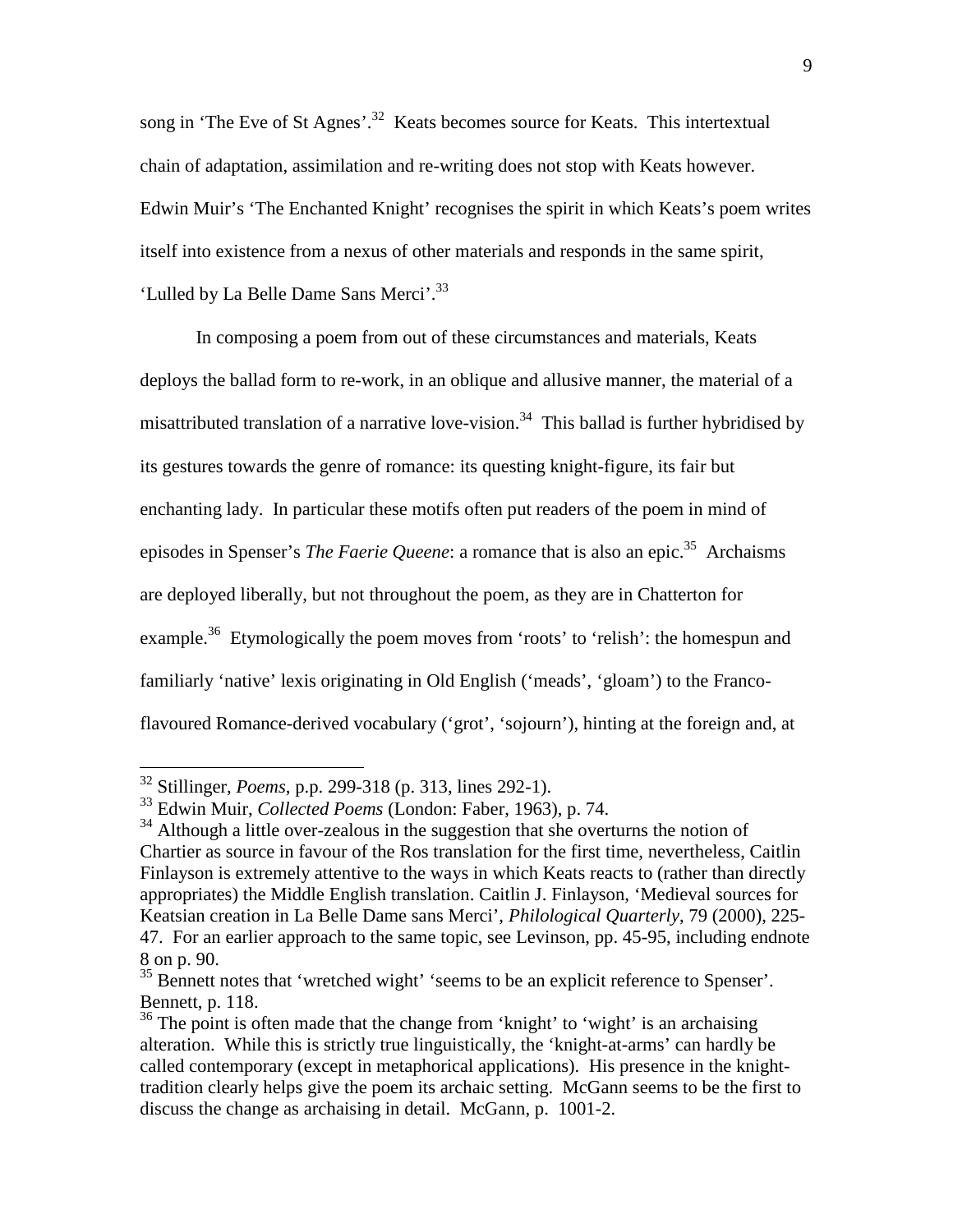song in 'The Eve of St Agnes'.[32] Keats becomes source for Keats. This intertextual chain of adaptation, assimilation and re-writing does not stop with Keats however. Edwin Muir's 'The Enchanted Knight' recognises the spirit in which Keats's poem writes itself into existence from a nexus of other materials and responds in the same spirit, 'Lulled by La Belle Dame Sans Merci'.[33]

In composing a poem from out of these circumstances and materials, Keats deploys the ballad form to re-work, in an oblique and allusive manner, the material of a misattributed translation of a narrative love-vision.[34] This ballad is further hybridised by its gestures towards the genre of romance: its questing knight-figure, its fair but enchanting lady. In particular these motifs often put readers of the poem in mind of episodes in Spenser's *The Faerie Queene*: a romance that is also an epic.[35] Archaisms are deployed liberally, but not throughout the poem, as they are in Chatterton for example.[36] Etymologically the poem moves from 'roots' to 'relish': the homespun and familiarly 'native' lexis originating in Old English ('meads', 'gloam') to the Franco-flavoured Romance-derived vocabulary ('grot', 'sojourn'), hinting at the foreign and, at

---

[32] Stillinger, *Poems*, p.p. 299-318 (p. 313, lines 292-1).

[33] Edwin Muir, *Collected Poems* (London: Faber, 1963), p. 74.

[34] Although a little over-zealous in the suggestion that she overturns the notion of Chartier as source in favour of the Ros translation for the first time, nevertheless, Caitlin Finlayson is extremely attentive to the ways in which Keats reacts to (rather than directly appropriates) the Middle English translation. Caitlin J. Finlayson, 'Medieval sources for Keatsian creation in La Belle Dame sans Merci', *Philological Quarterly*, 79 (2000), 225-47. For an earlier approach to the same topic, see Levinson, pp. 45-95, including endnote 8 on p. 90.

[35] Bennett notes that 'wretched wight' 'seems to be an explicit reference to Spenser'. Bennett, p. 118.

[36] The point is often made that the change from 'knight' to 'wight' is an archaising alteration. While this is strictly true linguistically, the 'knight-at-arms' can hardly be called contemporary (except in metaphorical applications). His presence in the knight-tradition clearly helps give the poem its archaic setting. McGann seems to be the first to discuss the change as archaising in detail. McGann, p. 1001-2.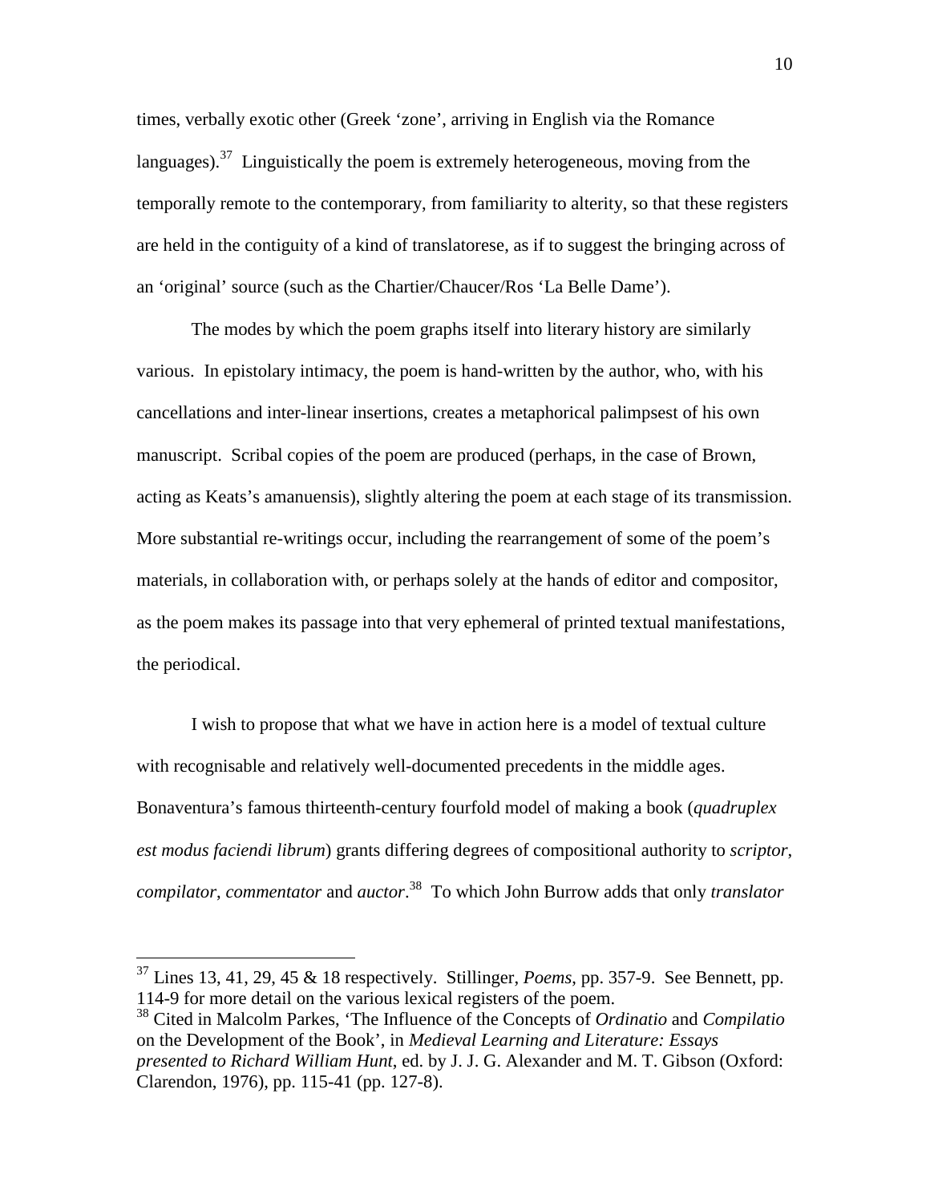times, verbally exotic other (Greek 'zone', arriving in English via the Romance languages).[37] Linguistically the poem is extremely heterogeneous, moving from the temporally remote to the contemporary, from familiarity to alterity, so that these registers are held in the contiguity of a kind of translatorese, as if to suggest the bringing across of an 'original' source (such as the Chartier/Chaucer/Ros 'La Belle Dame').

The modes by which the poem graphs itself into literary history are similarly various. In epistolary intimacy, the poem is hand-written by the author, who, with his cancellations and inter-linear insertions, creates a metaphorical palimpsest of his own manuscript. Scribal copies of the poem are produced (perhaps, in the case of Brown, acting as Keats's amanuensis), slightly altering the poem at each stage of its transmission. More substantial re-writings occur, including the rearrangement of some of the poem's materials, in collaboration with, or perhaps solely at the hands of editor and compositor, as the poem makes its passage into that very ephemeral of printed textual manifestations, the periodical.

I wish to propose that what we have in action here is a model of textual culture with recognisable and relatively well-documented precedents in the middle ages. Bonaventura's famous thirteenth-century fourfold model of making a book (*quadruplex est modus faciendi librum*) grants differing degrees of compositional authority to *scriptor*, *compilator*, *commentator* and *auctor*.[38] To which John Burrow adds that only *translator*

---

[37] Lines 13, 41, 29, 45 & 18 respectively. Stillinger, *Poems*, pp. 357-9. See Bennett, pp. 114-9 for more detail on the various lexical registers of the poem.

[38] Cited in Malcolm Parkes, 'The Influence of the Concepts of *Ordinatio* and *Compilatio* on the Development of the Book', in *Medieval Learning and Literature: Essays presented to Richard William Hunt*, ed. by J. J. G. Alexander and M. T. Gibson (Oxford: Clarendon, 1976), pp. 115-41 (pp. 127-8).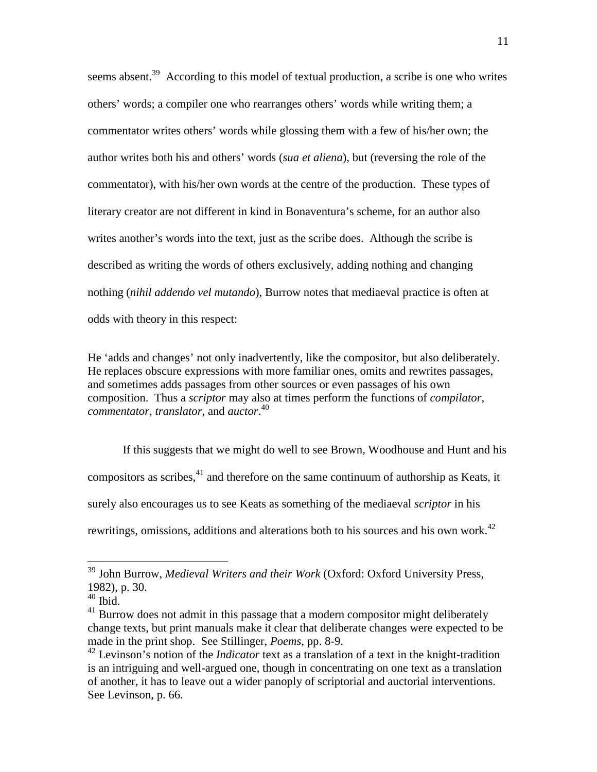seems absent.[39] According to this model of textual production, a scribe is one who writes others' words; a compiler one who rearranges others' words while writing them; a commentator writes others' words while glossing them with a few of his/her own; the author writes both his and others' words (*sua et aliena*), but (reversing the role of the commentator), with his/her own words at the centre of the production. These types of literary creator are not different in kind in Bonaventura's scheme, for an author also writes another's words into the text, just as the scribe does. Although the scribe is described as writing the words of others exclusively, adding nothing and changing nothing (*nihil addendo vel mutando*), Burrow notes that mediaeval practice is often at odds with theory in this respect:

> He 'adds and changes' not only inadvertently, like the compositor, but also deliberately. He replaces obscure expressions with more familiar ones, omits and rewrites passages, and sometimes adds passages from other sources or even passages of his own composition. Thus a *scriptor* may also at times perform the functions of *compilator*, *commentator*, *translator*, and *auctor*.[40]

If this suggests that we might do well to see Brown, Woodhouse and Hunt and his compositors as scribes,[41] and therefore on the same continuum of authorship as Keats, it surely also encourages us to see Keats as something of the mediaeval *scriptor* in his rewritings, omissions, additions and alterations both to his sources and his own work.[42]

---

[39] John Burrow, *Medieval Writers and their Work* (Oxford: Oxford University Press, 1982), p. 30.

[40] Ibid.

[41] Burrow does not admit in this passage that a modern compositor might deliberately change texts, but print manuals make it clear that deliberate changes were expected to be made in the print shop. See Stillinger, *Poems*, pp. 8-9.

[42] Levinson's notion of the *Indicator* text as a translation of a text in the knight-tradition is an intriguing and well-argued one, though in concentrating on one text as a translation of another, it has to leave out a wider panoply of scriptorial and auctorial interventions. See Levinson, p. 66.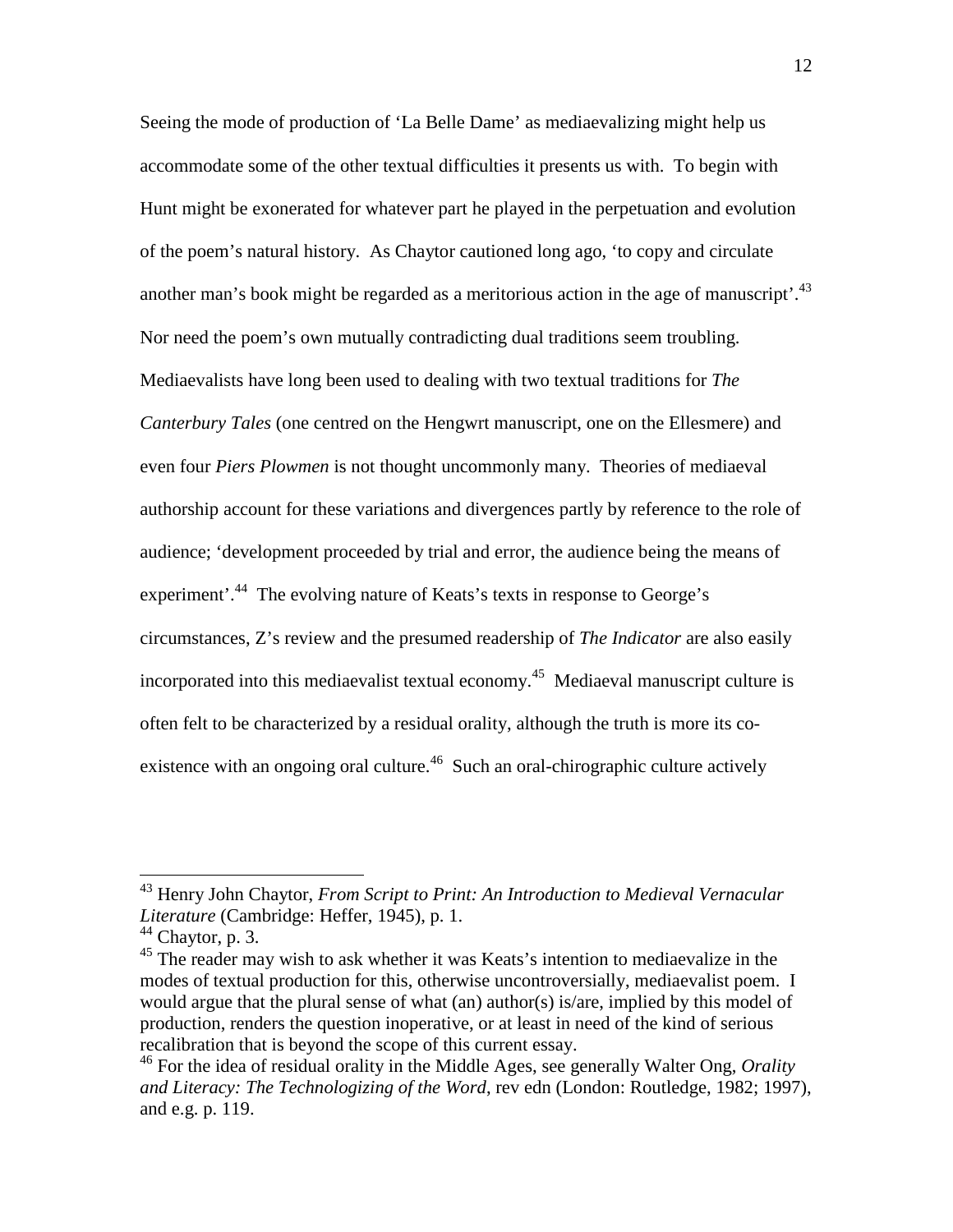Seeing the mode of production of 'La Belle Dame' as mediaevalizing might help us accommodate some of the other textual difficulties it presents us with. To begin with Hunt might be exonerated for whatever part he played in the perpetuation and evolution of the poem's natural history. As Chaytor cautioned long ago, 'to copy and circulate another man's book might be regarded as a meritorious action in the age of manuscript'.[43] Nor need the poem's own mutually contradicting dual traditions seem troubling. Mediaevalists have long been used to dealing with two textual traditions for *The Canterbury Tales* (one centred on the Hengwrt manuscript, one on the Ellesmere) and even four *Piers Plowmen* is not thought uncommonly many. Theories of mediaeval authorship account for these variations and divergences partly by reference to the role of audience; 'development proceeded by trial and error, the audience being the means of experiment'.[44] The evolving nature of Keats's texts in response to George's circumstances, Z's review and the presumed readership of *The Indicator* are also easily incorporated into this mediaevalist textual economy.[45] Mediaeval manuscript culture is often felt to be characterized by a residual orality, although the truth is more its co-existence with an ongoing oral culture.[46] Such an oral-chirographic culture actively

---

[43] Henry John Chaytor, *From Script to Print: An Introduction to Medieval Vernacular Literature* (Cambridge: Heffer, 1945), p. 1.

[44] Chaytor, p. 3.

[45] The reader may wish to ask whether it was Keats's intention to mediaevalize in the modes of textual production for this, otherwise uncontroversially, mediaevalist poem. I would argue that the plural sense of what (an) author(s) is/are, implied by this model of production, renders the question inoperative, or at least in need of the kind of serious recalibration that is beyond the scope of this current essay.

[46] For the idea of residual orality in the Middle Ages, see generally Walter Ong, *Orality and Literacy: The Technologizing of the Word*, rev edn (London: Routledge, 1982; 1997), and e.g. p. 119.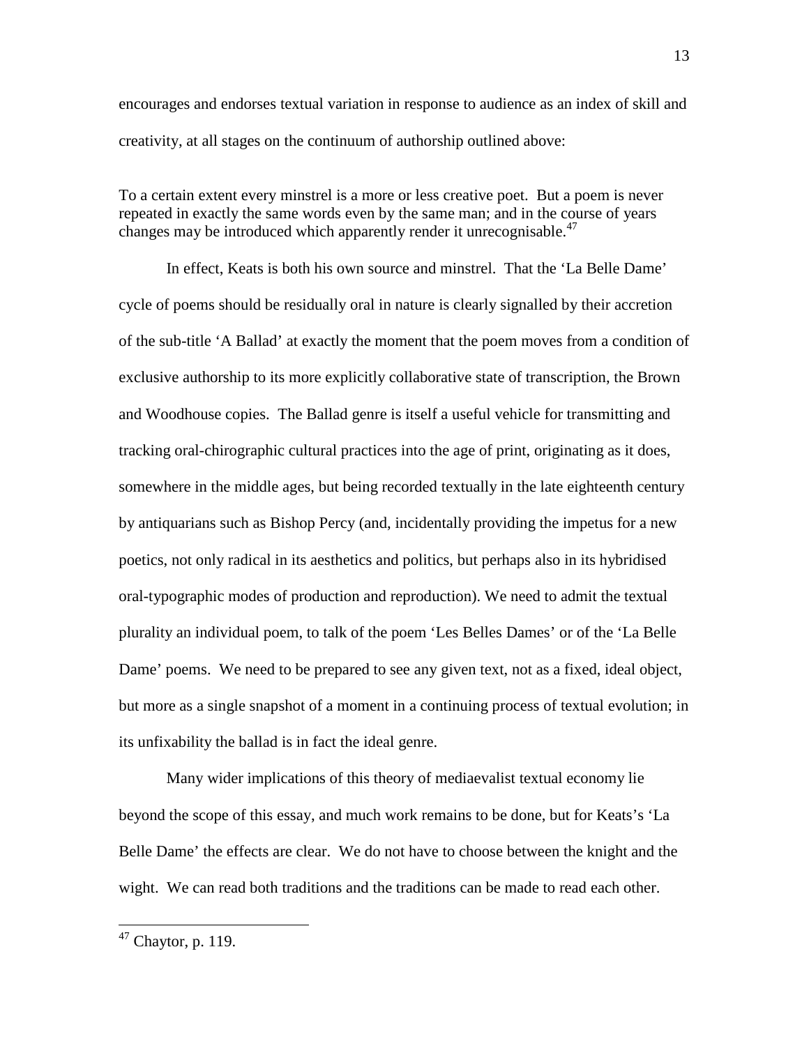encourages and endorses textual variation in response to audience as an index of skill and creativity, at all stages on the continuum of authorship outlined above:

> To a certain extent every minstrel is a more or less creative poet. But a poem is never repeated in exactly the same words even by the same man; and in the course of years changes may be introduced which apparently render it unrecognisable.[47]

In effect, Keats is both his own source and minstrel. That the 'La Belle Dame' cycle of poems should be residually oral in nature is clearly signalled by their accretion of the sub-title 'A Ballad' at exactly the moment that the poem moves from a condition of exclusive authorship to its more explicitly collaborative state of transcription, the Brown and Woodhouse copies. The Ballad genre is itself a useful vehicle for transmitting and tracking oral-chirographic cultural practices into the age of print, originating as it does, somewhere in the middle ages, but being recorded textually in the late eighteenth century by antiquarians such as Bishop Percy (and, incidentally providing the impetus for a new poetics, not only radical in its aesthetics and politics, but perhaps also in its hybridised oral-typographic modes of production and reproduction). We need to admit the textual plurality an individual poem, to talk of the poem 'Les Belles Dames' or of the 'La Belle Dame' poems. We need to be prepared to see any given text, not as a fixed, ideal object, but more as a single snapshot of a moment in a continuing process of textual evolution; in its unfixability the ballad is in fact the ideal genre.

Many wider implications of this theory of mediaevalist textual economy lie beyond the scope of this essay, and much work remains to be done, but for Keats's 'La Belle Dame' the effects are clear. We do not have to choose between the knight and the wight. We can read both traditions and the traditions can be made to read each other.

---

[47] Chaytor, p. 119.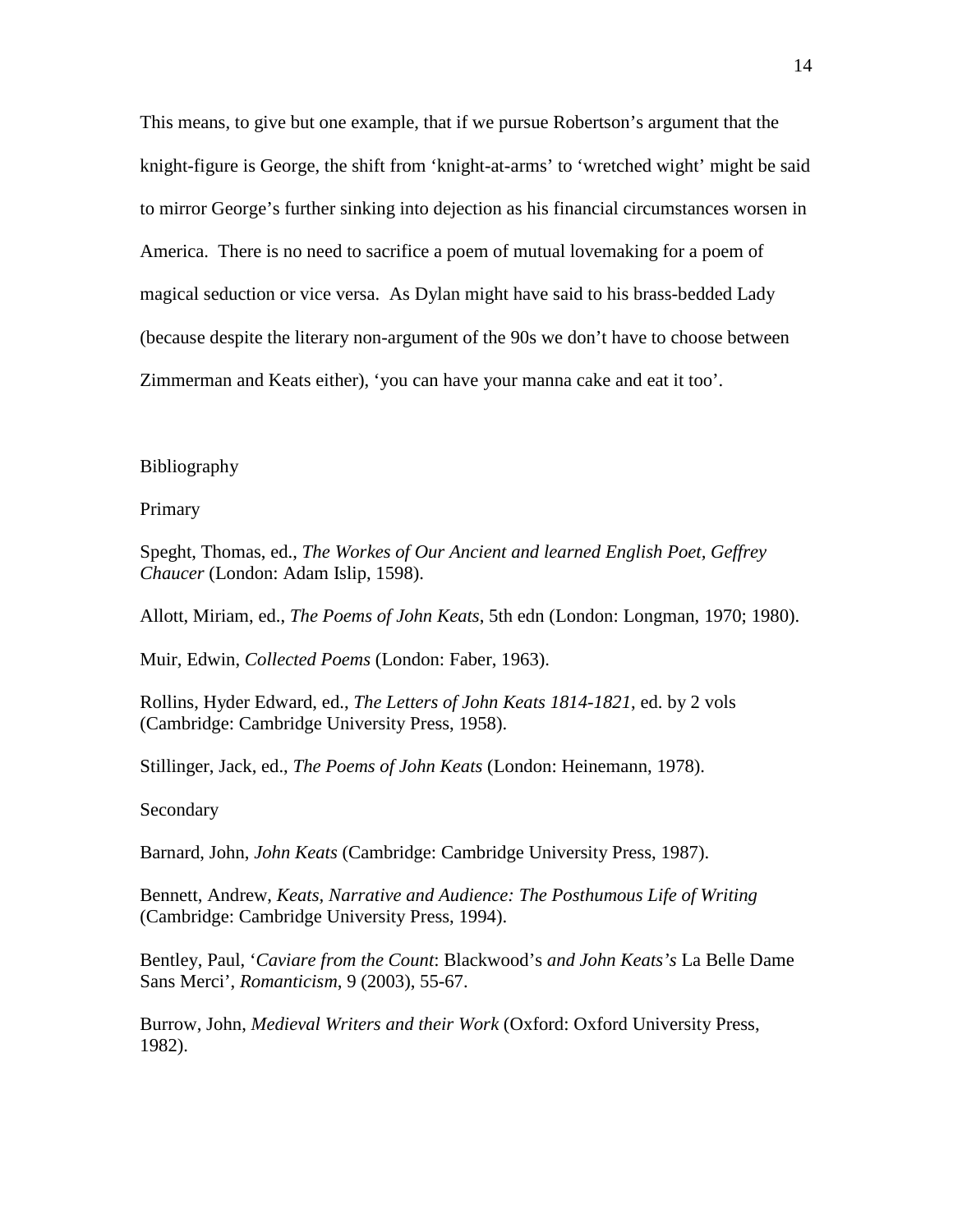This means, to give but one example, that if we pursue Robertson's argument that the knight-figure is George, the shift from 'knight-at-arms' to 'wretched wight' might be said to mirror George's further sinking into dejection as his financial circumstances worsen in America. There is no need to sacrifice a poem of mutual lovemaking for a poem of magical seduction or vice versa. As Dylan might have said to his brass-bedded Lady (because despite the literary non-argument of the 90s we don't have to choose between Zimmerman and Keats either), 'you can have your manna cake and eat it too'.

## Bibliography

### Primary

Speght, Thomas, ed., *The Workes of Our Ancient and learned English Poet, Geffrey Chaucer* (London: Adam Islip, 1598).

Allott, Miriam, ed., *The Poems of John Keats*, 5th edn (London: Longman, 1970; 1980).

Muir, Edwin, *Collected Poems* (London: Faber, 1963).

Rollins, Hyder Edward, ed., *The Letters of John Keats 1814-1821*, ed. by 2 vols (Cambridge: Cambridge University Press, 1958).

Stillinger, Jack, ed., *The Poems of John Keats* (London: Heinemann, 1978).

### Secondary

Barnard, John, *John Keats* (Cambridge: Cambridge University Press, 1987).

Bennett, Andrew, *Keats, Narrative and Audience: The Posthumous Life of Writing* (Cambridge: Cambridge University Press, 1994).

Bentley, Paul, '*Caviare from the Count*: Blackwood's *and John Keats's* La Belle Dame Sans Merci', *Romanticism*, 9 (2003), 55-67.

Burrow, John, *Medieval Writers and their Work* (Oxford: Oxford University Press, 1982).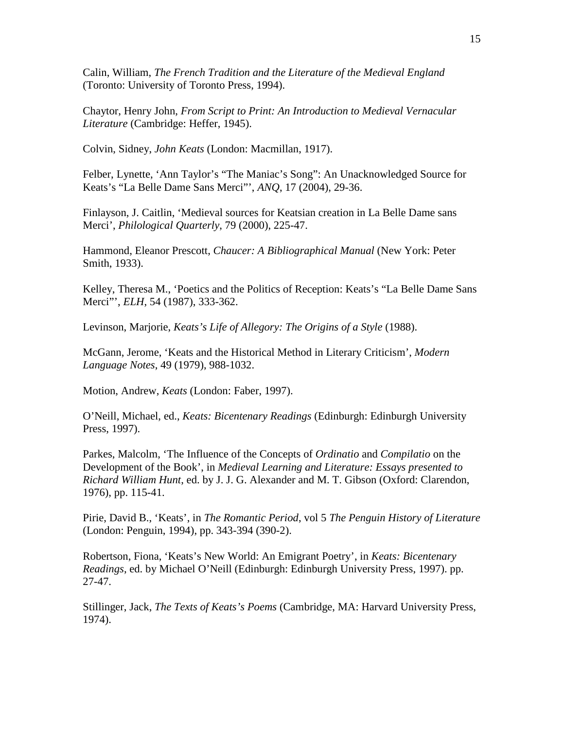Calin, William, *The French Tradition and the Literature of the Medieval England* (Toronto: University of Toronto Press, 1994).

Chaytor, Henry John, *From Script to Print: An Introduction to Medieval Vernacular Literature* (Cambridge: Heffer, 1945).

Colvin, Sidney, *John Keats* (London: Macmillan, 1917).

Felber, Lynette, 'Ann Taylor's "The Maniac's Song": An Unacknowledged Source for Keats's "La Belle Dame Sans Merci"', *ANQ*, 17 (2004), 29-36.

Finlayson, J. Caitlin, 'Medieval sources for Keatsian creation in La Belle Dame sans Merci', *Philological Quarterly*, 79 (2000), 225-47.

Hammond, Eleanor Prescott, *Chaucer: A Bibliographical Manual* (New York: Peter Smith, 1933).

Kelley, Theresa M., 'Poetics and the Politics of Reception: Keats's "La Belle Dame Sans Merci"', *ELH*, 54 (1987), 333-362.

Levinson, Marjorie, *Keats's Life of Allegory: The Origins of a Style* (1988).

McGann, Jerome, 'Keats and the Historical Method in Literary Criticism', *Modern Language Notes*, 49 (1979), 988-1032.

Motion, Andrew, *Keats* (London: Faber, 1997).

O'Neill, Michael, ed., *Keats: Bicentenary Readings* (Edinburgh: Edinburgh University Press, 1997).

Parkes, Malcolm, 'The Influence of the Concepts of *Ordinatio* and *Compilatio* on the Development of the Book', in *Medieval Learning and Literature: Essays presented to Richard William Hunt*, ed. by J. J. G. Alexander and M. T. Gibson (Oxford: Clarendon, 1976), pp. 115-41.

Pirie, David B., 'Keats', in *The Romantic Period*, vol 5 *The Penguin History of Literature* (London: Penguin, 1994), pp. 343-394 (390-2).

Robertson, Fiona, 'Keats's New World: An Emigrant Poetry', in *Keats: Bicentenary Readings*, ed. by Michael O'Neill (Edinburgh: Edinburgh University Press, 1997). pp. 27-47.

Stillinger, Jack, *The Texts of Keats's Poems* (Cambridge, MA: Harvard University Press, 1974).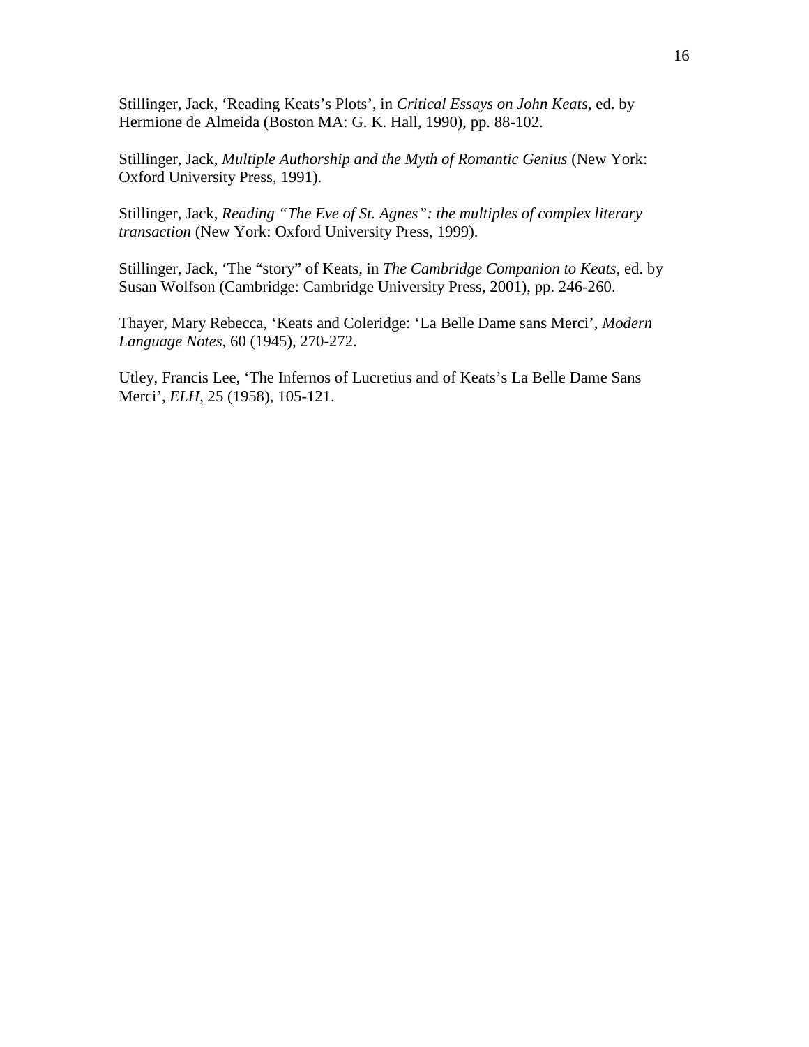Stillinger, Jack, ‘Reading Keats’s Plots’, in *Critical Essays on John Keats*, ed. by Hermione de Almeida (Boston MA: G. K. Hall, 1990), pp. 88-102.

Stillinger, Jack, *Multiple Authorship and the Myth of Romantic Genius* (New York: Oxford University Press, 1991).

Stillinger, Jack, *Reading “The Eve of St. Agnes”: the multiples of complex literary transaction* (New York: Oxford University Press, 1999).

Stillinger, Jack, ‘The “story” of Keats, in *The Cambridge Companion to Keats*, ed. by Susan Wolfson (Cambridge: Cambridge University Press, 2001), pp. 246-260.

Thayer, Mary Rebecca, ‘Keats and Coleridge: ‘La Belle Dame sans Merci’, *Modern Language Notes*, 60 (1945), 270-272.

Utley, Francis Lee, ‘The Infernos of Lucretius and of Keats’s La Belle Dame Sans Merci’, *ELH*, 25 (1958), 105-121.